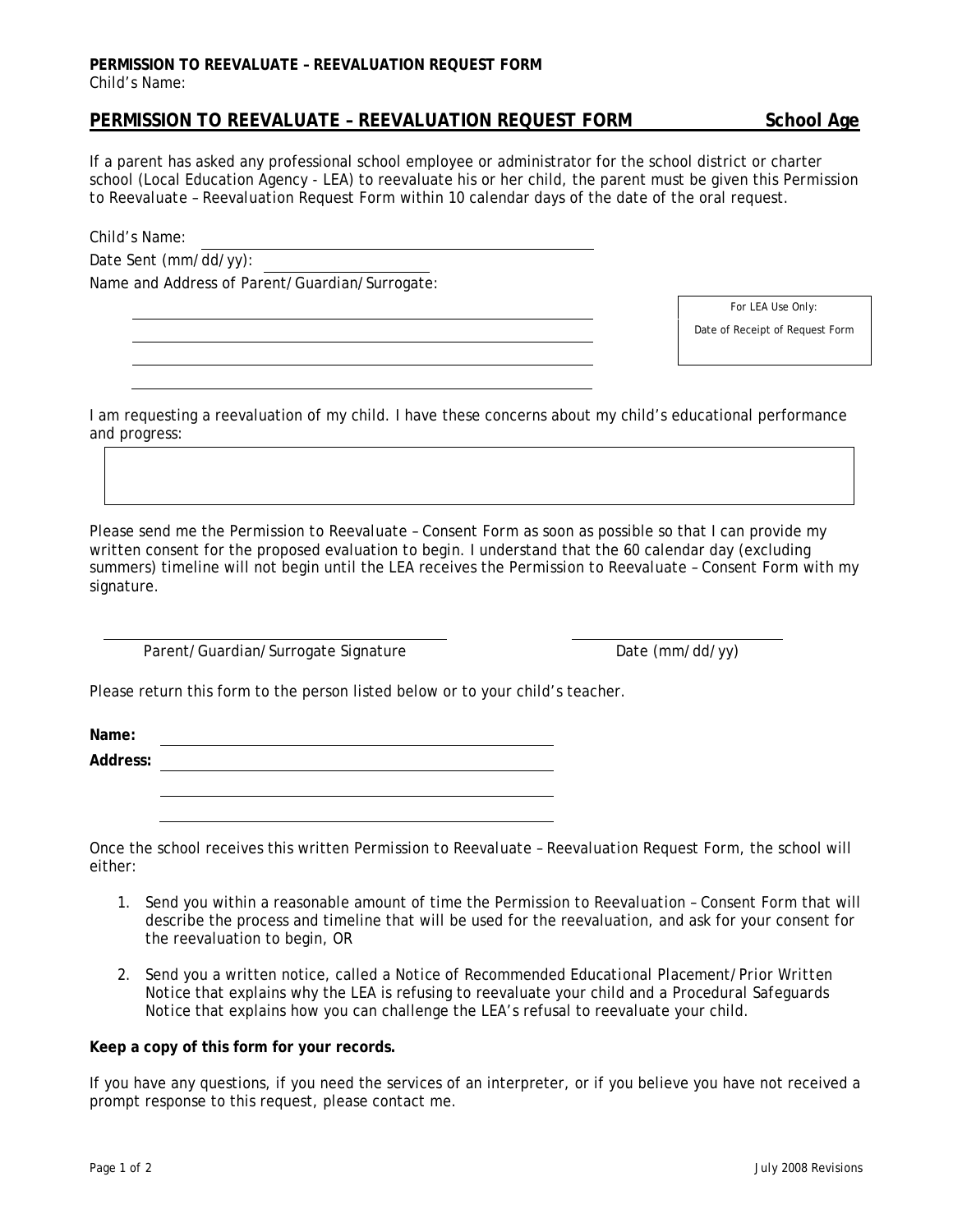**PERMISSION TO REEVALUATE – REEVALUATION REQUEST FORM**
Child's Name:

## PERMISSION TO REEVALUATE – REEVALUATION REQUEST FORM — School Age

If a parent has asked any professional school employee or administrator for the school district or charter school (Local Education Agency - LEA) to reevaluate his or her child, the parent must be given this *Permission to Reevaluate – Reevaluation Request Form* within 10 calendar days of the date of the oral request.

Child's Name: ______________________________

Date Sent (mm/dd/yy): ______________

Name and Address of Parent/Guardian/Surrogate:

______________________________

______________________________

______________________________

______________________________

| For LEA Use Only: |
|---|
| Date of Receipt of Request Form |

I am requesting a reevaluation of my child. I have these concerns about my child's educational performance and progress:

| |
|---|
| |

*Please send me the Permission to Reevaluate – Consent Form as soon as possible so that I can provide my written consent for the proposed evaluation to begin. I understand that the 60 calendar day (excluding summers) timeline will not begin until the LEA receives the Permission to Reevaluate – Consent Form with my signature.*

______________________________ Parent/Guardian/Surrogate Signature

______________ Date (mm/dd/yy)

Please return this form to the person listed below or to your child's teacher.

**Name:** ______________________________

**Address:** ______________________________

______________________________

______________________________

Once the school receives this written *Permission to Reevaluate – Reevaluation Request Form*, the school will either:

1. Send you within a reasonable amount of time the *Permission to Reevaluation – Consent Form* that will describe the process and timeline that will be used for the reevaluation, and ask for your consent for the reevaluation to begin, OR

2. Send you a written notice, called a *Notice of Recommended Educational Placement/Prior Written Notice* that explains why the LEA is refusing to reevaluate your child and a *Procedural Safeguards Notice* that explains how you can challenge the LEA's refusal to reevaluate your child.

**Keep a copy of this form for your records.**

If you have any questions, if you need the services of an interpreter, or if you believe you have not received a prompt response to this request, please contact me.

July 2008 Revisions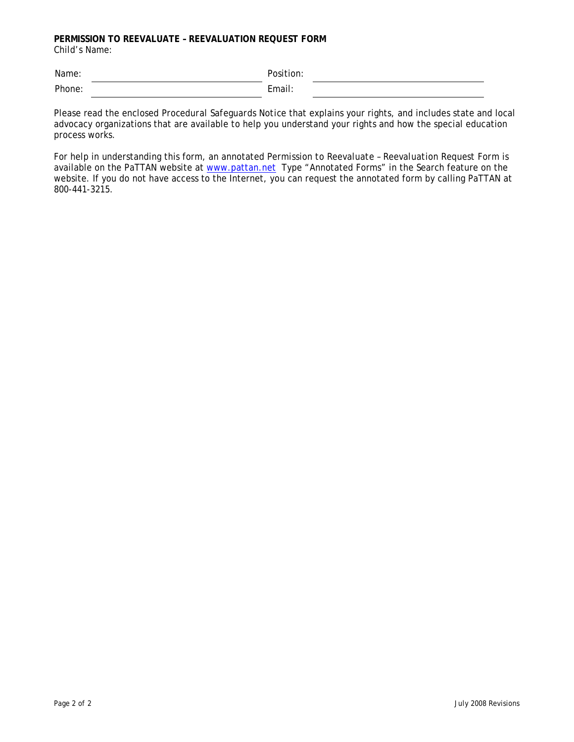**PERMISSION TO REEVALUATE – REEVALUATION REQUEST FORM**

Child's Name:

| | | | |
|---|---|---|---|
| Name: | | Position: | |
| Phone: | | Email: | |

Please read the enclosed *Procedural Safeguards Notice* that explains your rights, and includes state and local advocacy organizations that are available to help you understand your rights and how the special education process works.

For help in understanding this form, an annotated *Permission to Reevaluate – Reevaluation Request Form* is available on the PaTTAN website at www.pattan.net Type "Annotated Forms" in the Search feature on the website. If you do not have access to the Internet, you can request the annotated form by calling PaTTAN at 800-441-3215.

July 2008 Revisions